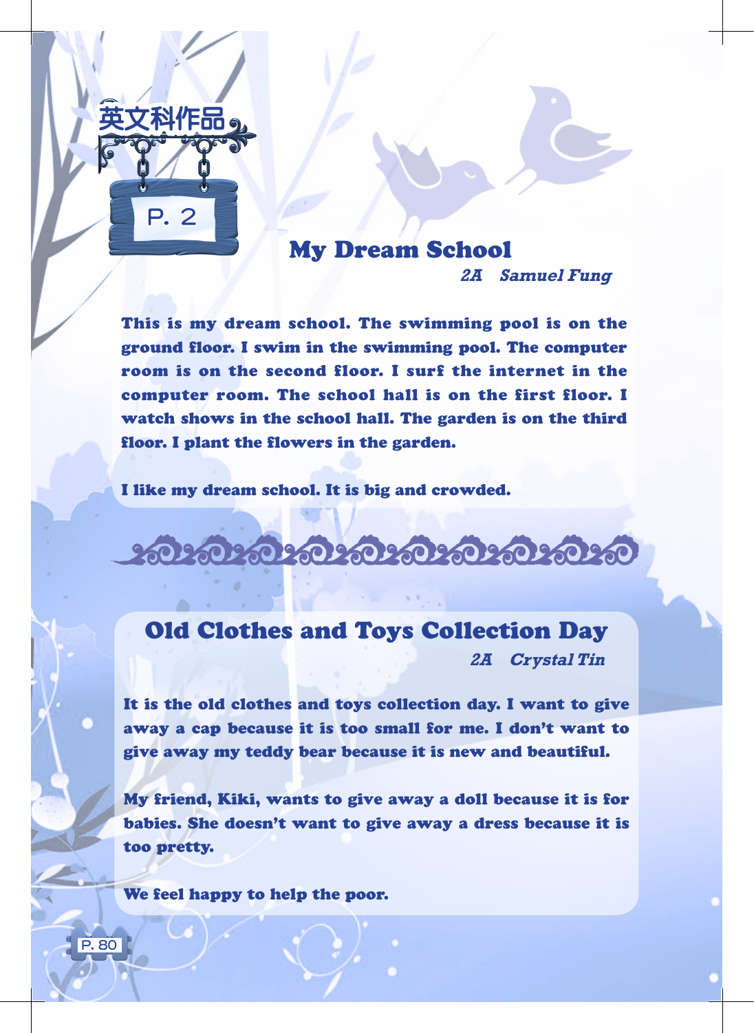英文科作品

P. 2

## My Dream School

*2A Samuel Fung*

This is my dream school. The swimming pool is on the ground floor. I swim in the swimming pool. The computer room is on the second floor. I surf the internet in the computer room. The school hall is on the first floor. I watch shows in the school hall. The garden is on the third floor. I plant the flowers in the garden.

I like my dream school. It is big and crowded.

## Old Clothes and Toys Collection Day

*2A Crystal Tin*

It is the old clothes and toys collection day. I want to give away a cap because it is too small for me. I don't want to give away my teddy bear because it is new and beautiful.

My friend, Kiki, wants to give away a doll because it is for babies. She doesn't want to give away a dress because it is too pretty.

We feel happy to help the poor.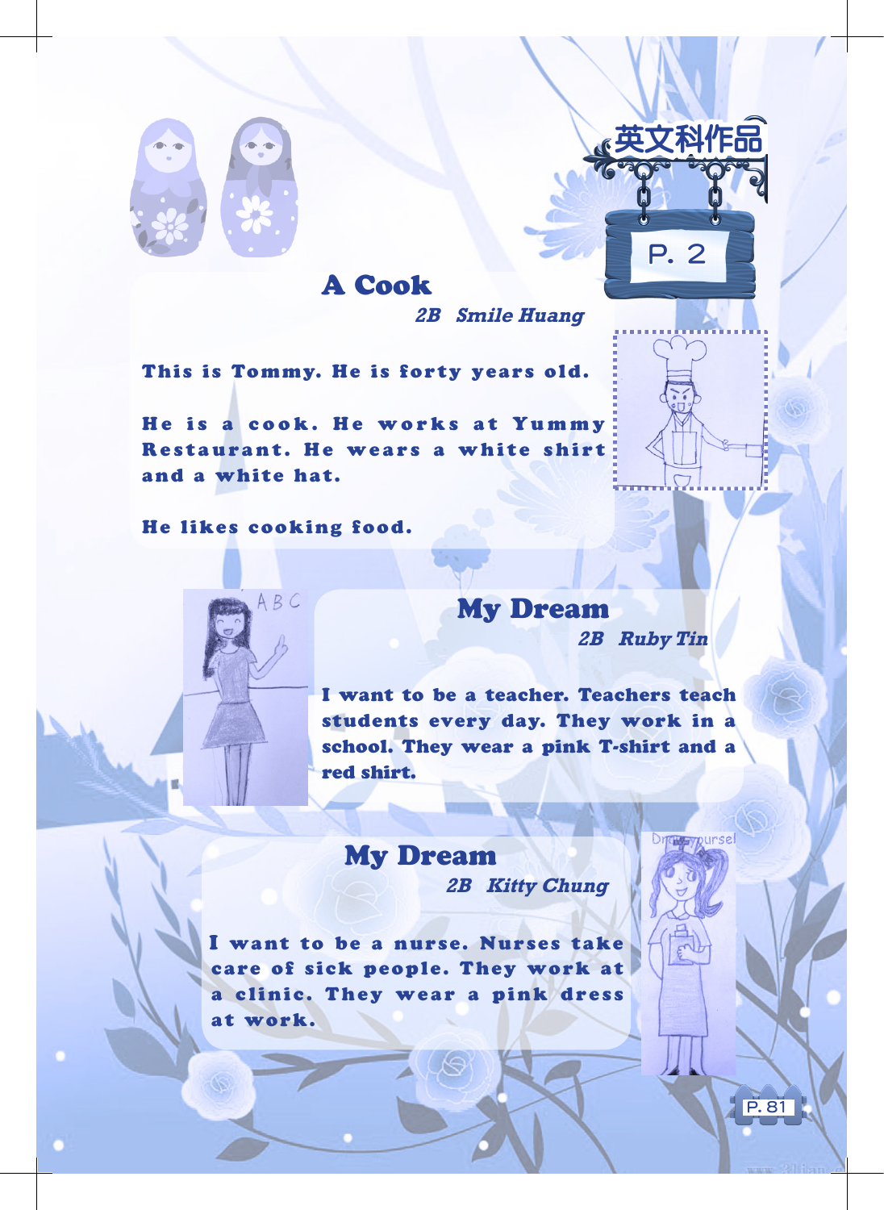英文科作品

P. 2

## A Cook

*2B Smile Huang*

This is Tommy. He is forty years old.

He is a cook. He works at Yummy Restaurant. He wears a white shirt and a white hat.

He likes cooking food.

## My Dream

*2B Ruby Tin*

I want to be a teacher. Teachers teach students every day. They work in a school. They wear a pink T-shirt and a red shirt.

## My Dream

*2B Kitty Chung*

I want to be a nurse. Nurses take care of sick people. They work at a clinic. They wear a pink dress at work.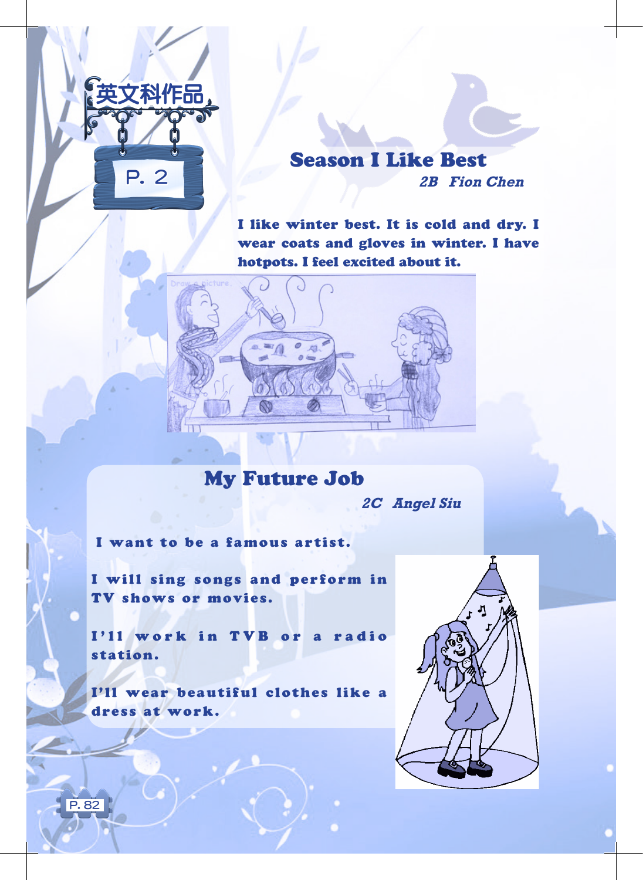英文科作品

P. 2

## Season I Like Best

*2B Fion Chen*

I like winter best. It is cold and dry. I wear coats and gloves in winter. I have hotpots. I feel excited about it.

## My Future Job

*2C Angel Siu*

I want to be a famous artist.

I will sing songs and perform in TV shows or movies.

I'll work in TVB or a radio station.

I'll wear beautiful clothes like a dress at work.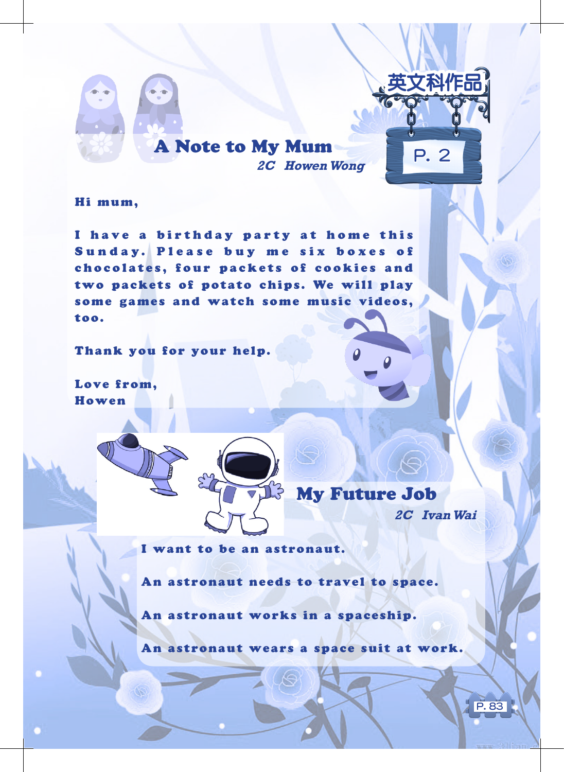英文科作品

P. 2

## A Note to My Mum

*2C Howen Wong*

Hi mum,

I have a birthday party at home this Sunday. Please buy me six boxes of chocolates, four packets of cookies and two packets of potato chips. We will play some games and watch some music videos, too.

Thank you for your help.

Love from,
Howen

## My Future Job

*2C Ivan Wai*

I want to be an astronaut.

An astronaut needs to travel to space.

An astronaut works in a spaceship.

An astronaut wears a space suit at work.